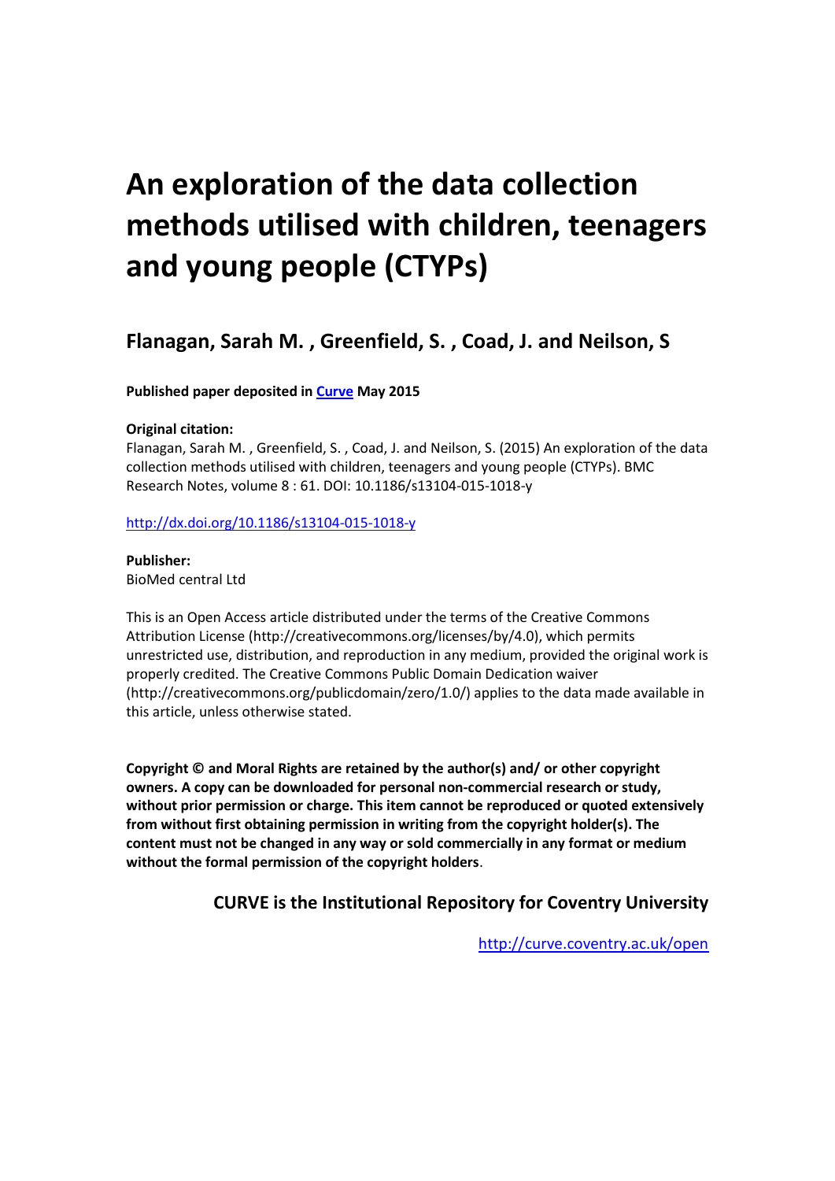# An exploration of the data collection methods utilised with children, teenagers and young people (CTYPs)

## Flanagan, Sarah M. , Greenfield, S. , Coad, J. and Neilson, S

**Published paper deposited in [Curve](http://curve.coventry.ac.uk/open) May 2015**

**Original citation:**

Flanagan, Sarah M. , Greenfield, S. , Coad, J. and Neilson, S. (2015) An exploration of the data collection methods utilised with children, teenagers and young people (CTYPs). BMC Research Notes, volume 8 : 61. DOI: 10.1186/s13104-015-1018-y

[http://dx.doi.org/10.1186/s13104-015-1018-y](http://dx.doi.org/10.1186/s13104-015-1018-y)

**Publisher:**

BioMed central Ltd

This is an Open Access article distributed under the terms of the Creative Commons Attribution License (http://creativecommons.org/licenses/by/4.0), which permits unrestricted use, distribution, and reproduction in any medium, provided the original work is properly credited. The Creative Commons Public Domain Dedication waiver (http://creativecommons.org/publicdomain/zero/1.0/) applies to the data made available in this article, unless otherwise stated.

**Copyright © and Moral Rights are retained by the author(s) and/ or other copyright owners. A copy can be downloaded for personal non-commercial research or study, without prior permission or charge. This item cannot be reproduced or quoted extensively from without first obtaining permission in writing from the copyright holder(s). The content must not be changed in any way or sold commercially in any format or medium without the formal permission of the copyright holders**.

**CURVE is the Institutional Repository for Coventry University**

[http://curve.coventry.ac.uk/open](http://curve.coventry.ac.uk/open)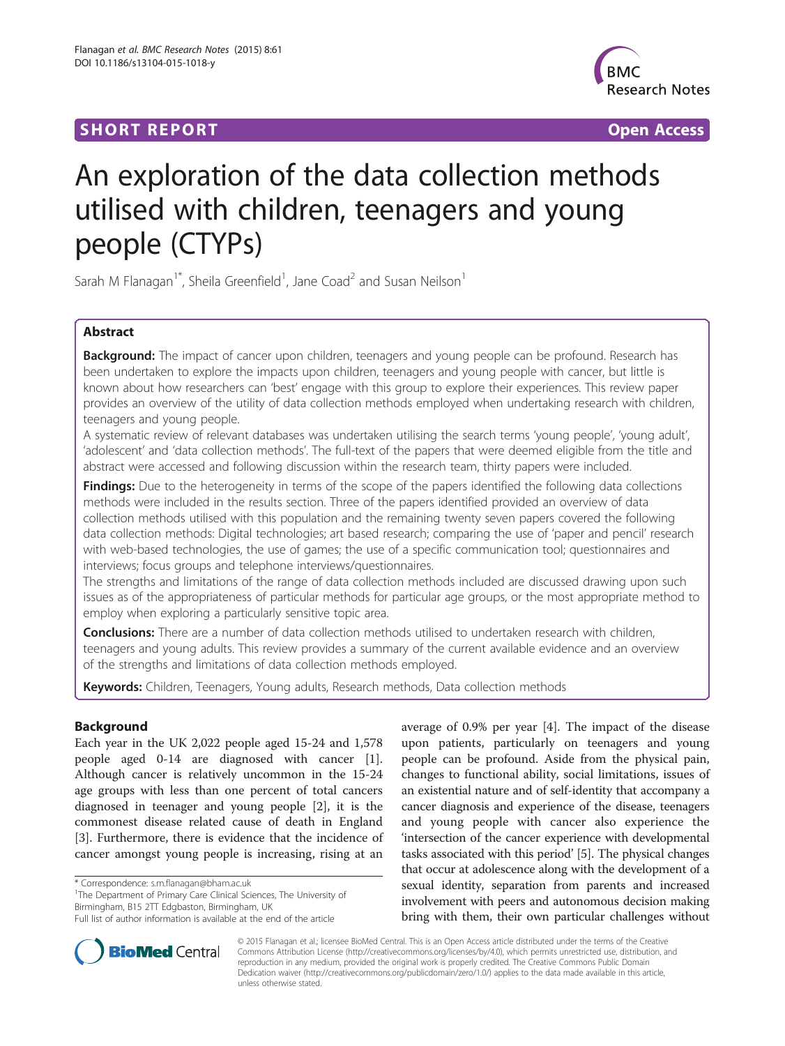# An exploration of the data collection methods utilised with children, teenagers and young people (CTYPs)

Sarah M Flanagan[1*], Sheila Greenfield[1], Jane Coad[2] and Susan Neilson[1]

## Abstract

**Background:** The impact of cancer upon children, teenagers and young people can be profound. Research has been undertaken to explore the impacts upon children, teenagers and young people with cancer, but little is known about how researchers can 'best' engage with this group to explore their experiences. This review paper provides an overview of the utility of data collection methods employed when undertaking research with children, teenagers and young people.

A systematic review of relevant databases was undertaken utilising the search terms 'young people', 'young adult', 'adolescent' and 'data collection methods'. The full-text of the papers that were deemed eligible from the title and abstract were accessed and following discussion within the research team, thirty papers were included.

**Findings:** Due to the heterogeneity in terms of the scope of the papers identified the following data collections methods were included in the results section. Three of the papers identified provided an overview of data collection methods utilised with this population and the remaining twenty seven papers covered the following data collection methods: Digital technologies; art based research; comparing the use of 'paper and pencil' research with web-based technologies, the use of games; the use of a specific communication tool; questionnaires and interviews; focus groups and telephone interviews/questionnaires.

The strengths and limitations of the range of data collection methods included are discussed drawing upon such issues as of the appropriateness of particular methods for particular age groups, or the most appropriate method to employ when exploring a particularly sensitive topic area.

**Conclusions:** There are a number of data collection methods utilised to undertaken research with children, teenagers and young adults. This review provides a summary of the current available evidence and an overview of the strengths and limitations of data collection methods employed.

**Keywords:** Children, Teenagers, Young adults, Research methods, Data collection methods

## Background

Each year in the UK 2,022 people aged 15-24 and 1,578 people aged 0-14 are diagnosed with cancer [1]. Although cancer is relatively uncommon in the 15-24 age groups with less than one percent of total cancers diagnosed in teenager and young people [2], it is the commonest disease related cause of death in England [3]. Furthermore, there is evidence that the incidence of cancer amongst young people is increasing, rising at an average of 0.9% per year [4]. The impact of the disease upon patients, particularly on teenagers and young people can be profound. Aside from the physical pain, changes to functional ability, social limitations, issues of an existential nature and of self-identity that accompany a cancer diagnosis and experience of the disease, teenagers and young people with cancer also experience the 'intersection of the cancer experience with developmental tasks associated with this period' [5]. The physical changes that occur at adolescence along with the development of a sexual identity, separation from parents and increased involvement with peers and autonomous decision making bring with them, their own particular challenges without

\* Correspondence: s.m.flanagan@bham.ac.uk
[1]The Department of Primary Care Clinical Sciences, The University of Birmingham, B15 2TT Edgbaston, Birmingham, UK
Full list of author information is available at the end of the article

© 2015 Flanagan et al.; licensee BioMed Central. This is an Open Access article distributed under the terms of the Creative Commons Attribution License (http://creativecommons.org/licenses/by/4.0), which permits unrestricted use, distribution, and reproduction in any medium, provided the original work is properly credited. The Creative Commons Public Domain Dedication waiver (http://creativecommons.org/publicdomain/zero/1.0/) applies to the data made available in this article, unless otherwise stated.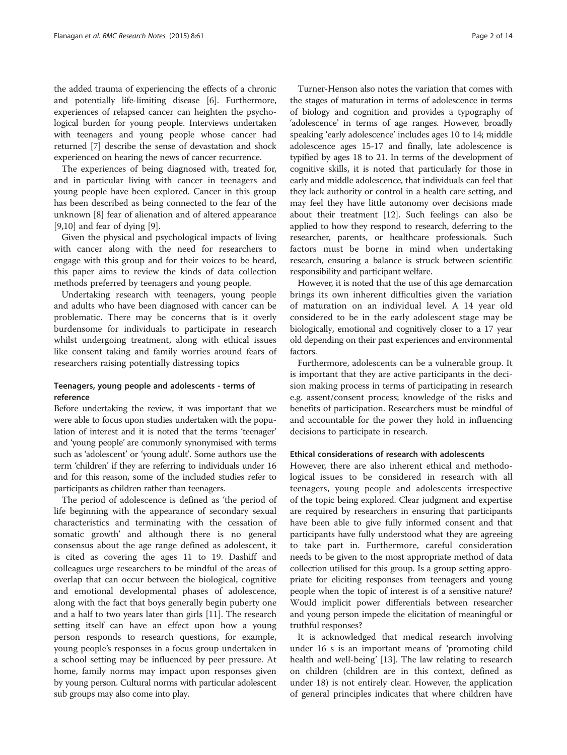the added trauma of experiencing the effects of a chronic and potentially life-limiting disease [6]. Furthermore, experiences of relapsed cancer can heighten the psychological burden for young people. Interviews undertaken with teenagers and young people whose cancer had returned [7] describe the sense of devastation and shock experienced on hearing the news of cancer recurrence.

The experiences of being diagnosed with, treated for, and in particular living with cancer in teenagers and young people have been explored. Cancer in this group has been described as being connected to the fear of the unknown [8] fear of alienation and of altered appearance [9,10] and fear of dying [9].

Given the physical and psychological impacts of living with cancer along with the need for researchers to engage with this group and for their voices to be heard, this paper aims to review the kinds of data collection methods preferred by teenagers and young people.

Undertaking research with teenagers, young people and adults who have been diagnosed with cancer can be problematic. There may be concerns that is it overly burdensome for individuals to participate in research whilst undergoing treatment, along with ethical issues like consent taking and family worries around fears of researchers raising potentially distressing topics

### Teenagers, young people and adolescents - terms of reference

Before undertaking the review, it was important that we were able to focus upon studies undertaken with the population of interest and it is noted that the terms 'teenager' and 'young people' are commonly synonymised with terms such as 'adolescent' or 'young adult'. Some authors use the term 'children' if they are referring to individuals under 16 and for this reason, some of the included studies refer to participants as children rather than teenagers.

The period of adolescence is defined as 'the period of life beginning with the appearance of secondary sexual characteristics and terminating with the cessation of somatic growth' and although there is no general consensus about the age range defined as adolescent, it is cited as covering the ages 11 to 19. Dashiff and colleagues urge researchers to be mindful of the areas of overlap that can occur between the biological, cognitive and emotional developmental phases of adolescence, along with the fact that boys generally begin puberty one and a half to two years later than girls [11]. The research setting itself can have an effect upon how a young person responds to research questions, for example, young people's responses in a focus group undertaken in a school setting may be influenced by peer pressure. At home, family norms may impact upon responses given by young person. Cultural norms with particular adolescent sub groups may also come into play.

Turner-Henson also notes the variation that comes with the stages of maturation in terms of adolescence in terms of biology and cognition and provides a typography of 'adolescence' in terms of age ranges. However, broadly speaking 'early adolescence' includes ages 10 to 14; middle adolescence ages 15-17 and finally, late adolescence is typified by ages 18 to 21. In terms of the development of cognitive skills, it is noted that particularly for those in early and middle adolescence, that individuals can feel that they lack authority or control in a health care setting, and may feel they have little autonomy over decisions made about their treatment [12]. Such feelings can also be applied to how they respond to research, deferring to the researcher, parents, or healthcare professionals. Such factors must be borne in mind when undertaking research, ensuring a balance is struck between scientific responsibility and participant welfare.

However, it is noted that the use of this age demarcation brings its own inherent difficulties given the variation of maturation on an individual level. A 14 year old considered to be in the early adolescent stage may be biologically, emotional and cognitively closer to a 17 year old depending on their past experiences and environmental factors.

Furthermore, adolescents can be a vulnerable group. It is important that they are active participants in the decision making process in terms of participating in research e.g. assent/consent process; knowledge of the risks and benefits of participation. Researchers must be mindful of and accountable for the power they hold in influencing decisions to participate in research.

### Ethical considerations of research with adolescents

However, there are also inherent ethical and methodological issues to be considered in research with all teenagers, young people and adolescents irrespective of the topic being explored. Clear judgment and expertise are required by researchers in ensuring that participants have been able to give fully informed consent and that participants have fully understood what they are agreeing to take part in. Furthermore, careful consideration needs to be given to the most appropriate method of data collection utilised for this group. Is a group setting appropriate for eliciting responses from teenagers and young people when the topic of interest is of a sensitive nature? Would implicit power differentials between researcher and young person impede the elicitation of meaningful or truthful responses?

It is acknowledged that medical research involving under 16 s is an important means of 'promoting child health and well-being' [13]. The law relating to research on children (children are in this context, defined as under 18) is not entirely clear. However, the application of general principles indicates that where children have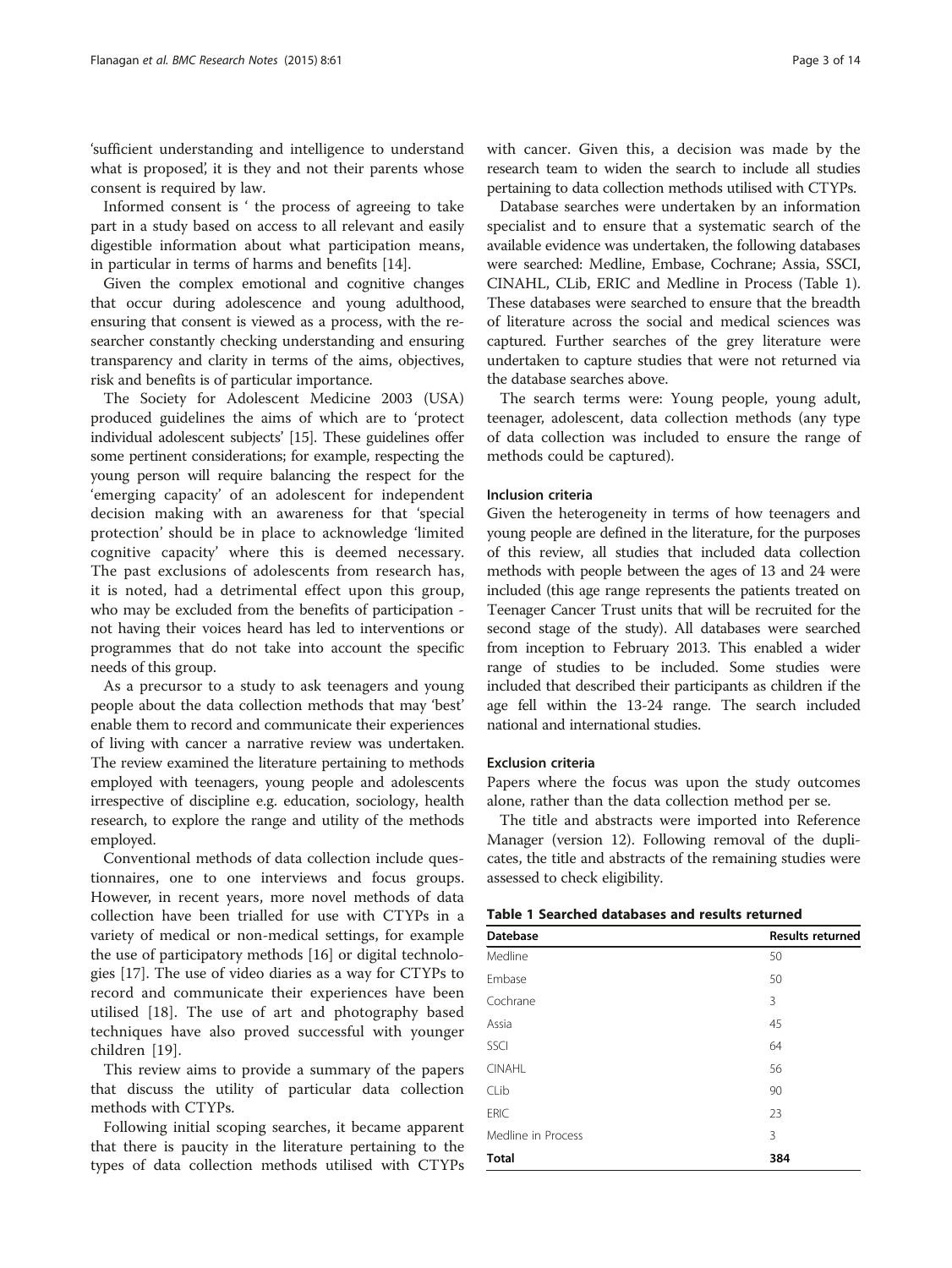'sufficient understanding and intelligence to understand what is proposed', it is they and not their parents whose consent is required by law.

Informed consent is ' the process of agreeing to take part in a study based on access to all relevant and easily digestible information about what participation means, in particular in terms of harms and benefits [14].

Given the complex emotional and cognitive changes that occur during adolescence and young adulthood, ensuring that consent is viewed as a process, with the researcher constantly checking understanding and ensuring transparency and clarity in terms of the aims, objectives, risk and benefits is of particular importance.

The Society for Adolescent Medicine 2003 (USA) produced guidelines the aims of which are to 'protect individual adolescent subjects' [15]. These guidelines offer some pertinent considerations; for example, respecting the young person will require balancing the respect for the 'emerging capacity' of an adolescent for independent decision making with an awareness for that 'special protection' should be in place to acknowledge 'limited cognitive capacity' where this is deemed necessary. The past exclusions of adolescents from research has, it is noted, had a detrimental effect upon this group, who may be excluded from the benefits of participation - not having their voices heard has led to interventions or programmes that do not take into account the specific needs of this group.

As a precursor to a study to ask teenagers and young people about the data collection methods that may 'best' enable them to record and communicate their experiences of living with cancer a narrative review was undertaken. The review examined the literature pertaining to methods employed with teenagers, young people and adolescents irrespective of discipline e.g. education, sociology, health research, to explore the range and utility of the methods employed.

Conventional methods of data collection include questionnaires, one to one interviews and focus groups. However, in recent years, more novel methods of data collection have been trialled for use with CTYPs in a variety of medical or non-medical settings, for example the use of participatory methods [16] or digital technologies [17]. The use of video diaries as a way for CTYPs to record and communicate their experiences have been utilised [18]. The use of art and photography based techniques have also proved successful with younger children [19].

This review aims to provide a summary of the papers that discuss the utility of particular data collection methods with CTYPs.

Following initial scoping searches, it became apparent that there is paucity in the literature pertaining to the types of data collection methods utilised with CTYPs with cancer. Given this, a decision was made by the research team to widen the search to include all studies pertaining to data collection methods utilised with CTYPs.

Database searches were undertaken by an information specialist and to ensure that a systematic search of the available evidence was undertaken, the following databases were searched: Medline, Embase, Cochrane; Assia, SSCI, CINAHL, CLib, ERIC and Medline in Process (Table 1). These databases were searched to ensure that the breadth of literature across the social and medical sciences was captured. Further searches of the grey literature were undertaken to capture studies that were not returned via the database searches above.

The search terms were: Young people, young adult, teenager, adolescent, data collection methods (any type of data collection was included to ensure the range of methods could be captured).

#### Inclusion criteria

Given the heterogeneity in terms of how teenagers and young people are defined in the literature, for the purposes of this review, all studies that included data collection methods with people between the ages of 13 and 24 were included (this age range represents the patients treated on Teenager Cancer Trust units that will be recruited for the second stage of the study). All databases were searched from inception to February 2013. This enabled a wider range of studies to be included. Some studies were included that described their participants as children if the age fell within the 13-24 range. The search included national and international studies.

#### Exclusion criteria

Papers where the focus was upon the study outcomes alone, rather than the data collection method per se.

The title and abstracts were imported into Reference Manager (version 12). Following removal of the duplicates, the title and abstracts of the remaining studies were assessed to check eligibility.

**Table 1 Searched databases and results returned**

| Datebase | Results returned |
| --- | --- |
| Medline | 50 |
| Embase | 50 |
| Cochrane | 3 |
| Assia | 45 |
| SSCI | 64 |
| CINAHL | 56 |
| CLib | 90 |
| ERIC | 23 |
| Medline in Process | 3 |
| **Total** | **384** |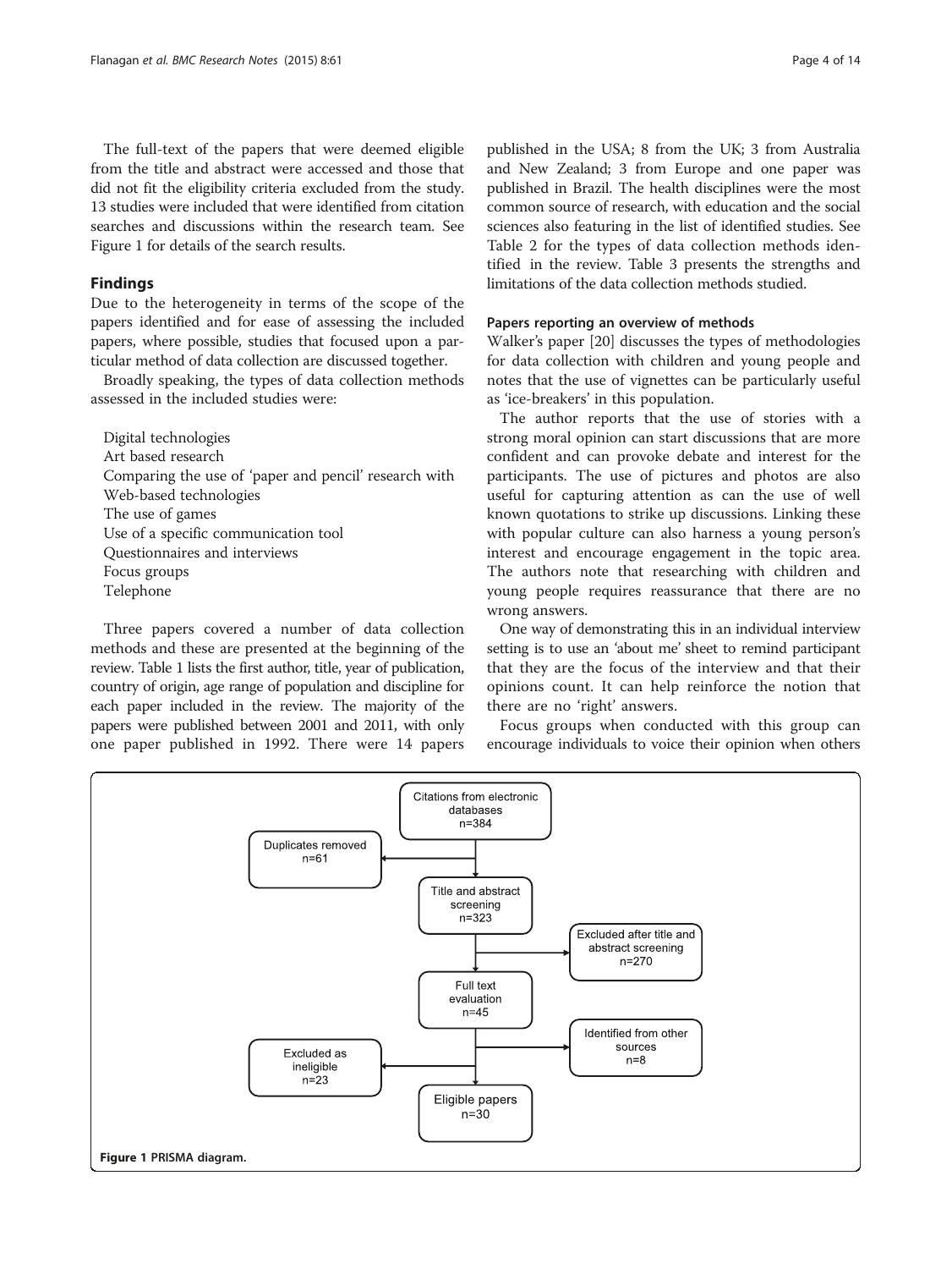The full-text of the papers that were deemed eligible from the title and abstract were accessed and those that did not fit the eligibility criteria excluded from the study. 13 studies were included that were identified from citation searches and discussions within the research team. See Figure 1 for details of the search results.

## Findings

Due to the heterogeneity in terms of the scope of the papers identified and for ease of assessing the included papers, where possible, studies that focused upon a particular method of data collection are discussed together.

Broadly speaking, the types of data collection methods assessed in the included studies were:

- Digital technologies
- Art based research
- Comparing the use of 'paper and pencil' research with Web-based technologies
- The use of games
- Use of a specific communication tool
- Questionnaires and interviews
- Focus groups
- Telephone

Three papers covered a number of data collection methods and these are presented at the beginning of the review. Table 1 lists the first author, title, year of publication, country of origin, age range of population and discipline for each paper included in the review. The majority of the papers were published between 2001 and 2011, with only one paper published in 1992. There were 14 papers published in the USA; 8 from the UK; 3 from Australia and New Zealand; 3 from Europe and one paper was published in Brazil. The health disciplines were the most common source of research, with education and the social sciences also featuring in the list of identified studies. See Table 2 for the types of data collection methods identified in the review. Table 3 presents the strengths and limitations of the data collection methods studied.

### Papers reporting an overview of methods

Walker's paper [20] discusses the types of methodologies for data collection with children and young people and notes that the use of vignettes can be particularly useful as 'ice-breakers' in this population.

The author reports that the use of stories with a strong moral opinion can start discussions that are more confident and can provoke debate and interest for the participants. The use of pictures and photos are also useful for capturing attention as can the use of well known quotations to strike up discussions. Linking these with popular culture can also harness a young person's interest and encourage engagement in the topic area. The authors note that researching with children and young people requires reassurance that there are no wrong answers.

One way of demonstrating this in an individual interview setting is to use an 'about me' sheet to remind participant that they are the focus of the interview and that their opinions count. It can help reinforce the notion that there are no 'right' answers.

Focus groups when conducted with this group can encourage individuals to voice their opinion when others

Citations from electronic databases n=384
Duplicates removed n=61
Title and abstract screening n=323
Excluded after title and abstract screening n=270
Full text evaluation n=45
Identified from other sources n=8
Excluded as ineligible n=23
Eligible papers n=30

**Figure 1** PRISMA diagram.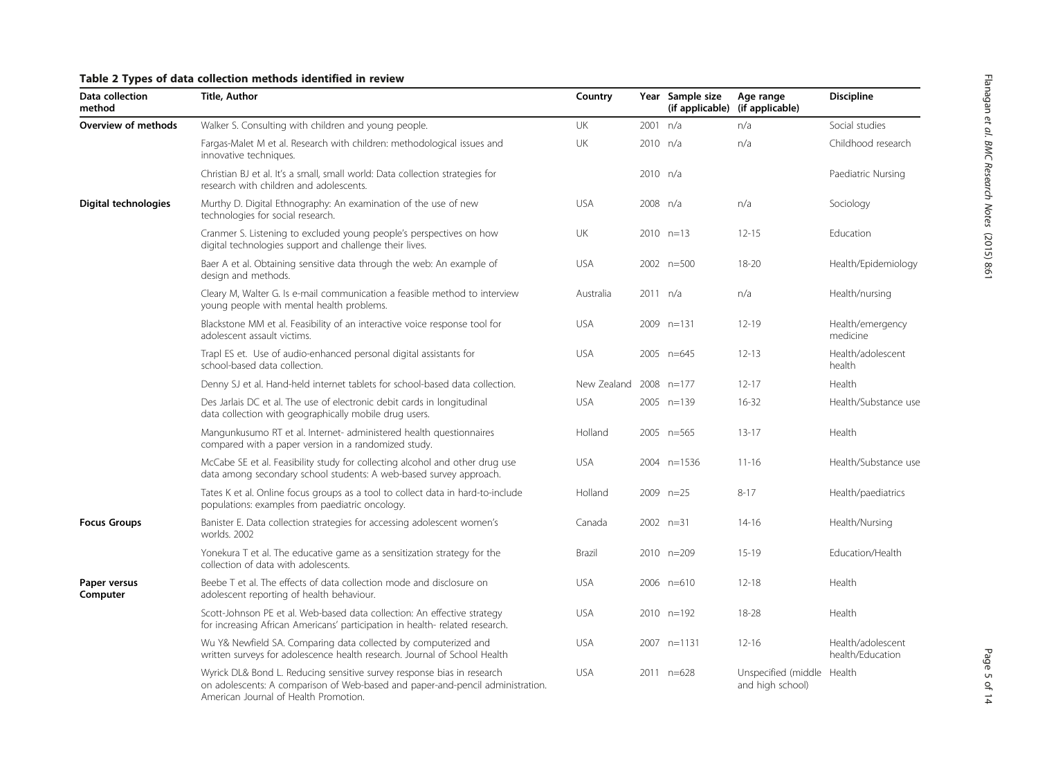**Table 2 Types of data collection methods identified in review**

| Data collection method | Title, Author | Country | Year | Sample size (if applicable) | Age range (if applicable) | Discipline |
|---|---|---|---|---|---|---|
| **Overview of methods** | Walker S. Consulting with children and young people. | UK | 2001 | n/a | n/a | Social studies |
| | Fargas-Malet M et al. Research with children: methodological issues and innovative techniques. | UK | 2010 | n/a | n/a | Childhood research |
| | Christian BJ et al. It's a small, small world: Data collection strategies for research with children and adolescents. | | 2010 | n/a | | Paediatric Nursing |
| **Digital technologies** | Murthy D. Digital Ethnography: An examination of the use of new technologies for social research. | USA | 2008 | n/a | n/a | Sociology |
| | Cranmer S. Listening to excluded young people's perspectives on how digital technologies support and challenge their lives. | UK | 2010 | n=13 | 12-15 | Education |
| | Baer A et al. Obtaining sensitive data through the web: An example of design and methods. | USA | 2002 | n=500 | 18-20 | Health/Epidemiology |
| | Cleary M, Walter G. Is e-mail communication a feasible method to interview young people with mental health problems. | Australia | 2011 | n/a | n/a | Health/nursing |
| | Blackstone MM et al. Feasibility of an interactive voice response tool for adolescent assault victims. | USA | 2009 | n=131 | 12-19 | Health/emergency medicine |
| | Trapl ES et. Use of audio-enhanced personal digital assistants for school-based data collection. | USA | 2005 | n=645 | 12-13 | Health/adolescent health |
| | Denny SJ et al. Hand-held internet tablets for school-based data collection. | New Zealand | 2008 | n=177 | 12-17 | Health |
| | Des Jarlais DC et al. The use of electronic debit cards in longitudinal data collection with geographically mobile drug users. | USA | 2005 | n=139 | 16-32 | Health/Substance use |
| | Mangunkusumo RT et al. Internet- administered health questionnaires compared with a paper version in a randomized study. | Holland | 2005 | n=565 | 13-17 | Health |
| | McCabe SE et al. Feasibility study for collecting alcohol and other drug use data among secondary school students: A web-based survey approach. | USA | 2004 | n=1536 | 11-16 | Health/Substance use |
| | Tates K et al. Online focus groups as a tool to collect data in hard-to-include populations: examples from paediatric oncology. | Holland | 2009 | n=25 | 8-17 | Health/paediatrics |
| **Focus Groups** | Banister E. Data collection strategies for accessing adolescent women's worlds. 2002 | Canada | 2002 | n=31 | 14-16 | Health/Nursing |
| | Yonekura T et al. The educative game as a sensitization strategy for the collection of data with adolescents. | Brazil | 2010 | n=209 | 15-19 | Education/Health |
| **Paper versus Computer** | Beebe T et al. The effects of data collection mode and disclosure on adolescent reporting of health behaviour. | USA | 2006 | n=610 | 12-18 | Health |
| | Scott-Johnson PE et al. Web-based data collection: An effective strategy for increasing African Americans' participation in health- related research. | USA | 2010 | n=192 | 18-28 | Health |
| | Wu Y& Newfield SA. Comparing data collected by computerized and written surveys for adolescence health research. Journal of School Health | USA | 2007 | n=1131 | 12-16 | Health/adolescent health/Education |
| | Wyrick DL& Bond L. Reducing sensitive survey response bias in research on adolescents: A comparison of Web-based and paper-and-pencil administration. American Journal of Health Promotion. | USA | 2011 | n=628 | Unspecified (middle and high school) | Health |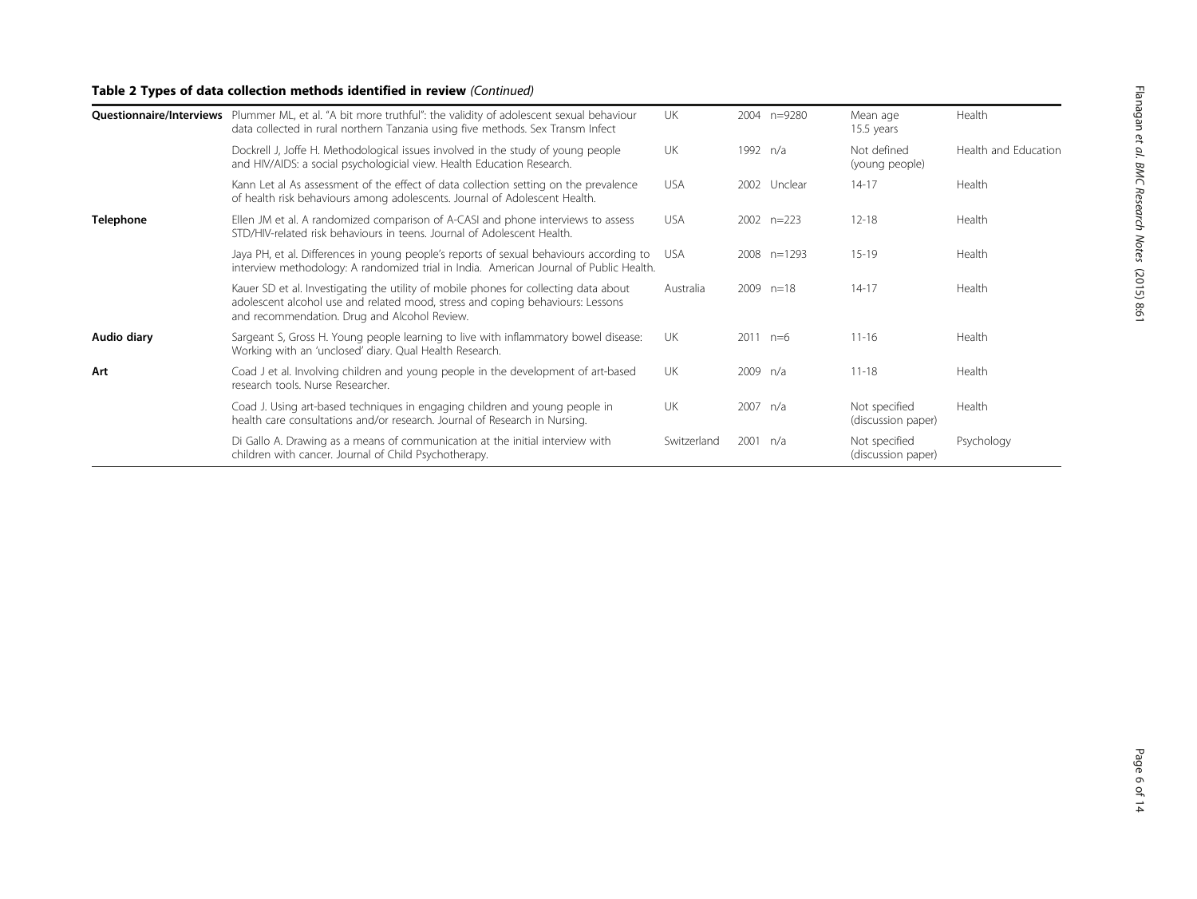**Table 2 Types of data collection methods identified in review** *(Continued)*

| | | | | | | |
|---|---|---|---|---|---|---|
| **Questionnaire/Interviews** | Plummer ML, et al. "A bit more truthful": the validity of adolescent sexual behaviour data collected in rural northern Tanzania using five methods. Sex Transm Infect | UK | 2004 | n=9280 | Mean age 15.5 years | Health |
| | Dockrell J, Joffe H. Methodological issues involved in the study of young people and HIV/AIDS: a social psychologicial view. Health Education Research. | UK | 1992 | n/a | Not defined (young people) | Health and Education |
| | Kann Let al As assessment of the effect of data collection setting on the prevalence of health risk behaviours among adolescents. Journal of Adolescent Health. | USA | 2002 | Unclear | 14-17 | Health |
| **Telephone** | Ellen JM et al. A randomized comparison of A-CASI and phone interviews to assess STD/HIV-related risk behaviours in teens. Journal of Adolescent Health. | USA | 2002 | n=223 | 12-18 | Health |
| | Jaya PH, et al. Differences in young people's reports of sexual behaviours according to interview methodology: A randomized trial in India. American Journal of Public Health. | USA | 2008 | n=1293 | 15-19 | Health |
| | Kauer SD et al. Investigating the utility of mobile phones for collecting data about adolescent alcohol use and related mood, stress and coping behaviours: Lessons and recommendation. Drug and Alcohol Review. | Australia | 2009 | n=18 | 14-17 | Health |
| **Audio diary** | Sargeant S, Gross H. Young people learning to live with inflammatory bowel disease: Working with an 'unclosed' diary. Qual Health Research. | UK | 2011 | n=6 | 11-16 | Health |
| **Art** | Coad J et al. Involving children and young people in the development of art-based research tools. Nurse Researcher. | UK | 2009 | n/a | 11-18 | Health |
| | Coad J. Using art-based techniques in engaging children and young people in health care consultations and/or research. Journal of Research in Nursing. | UK | 2007 | n/a | Not specified (discussion paper) | Health |
| | Di Gallo A. Drawing as a means of communication at the initial interview with children with cancer. Journal of Child Psychotherapy. | Switzerland | 2001 | n/a | Not specified (discussion paper) | Psychology |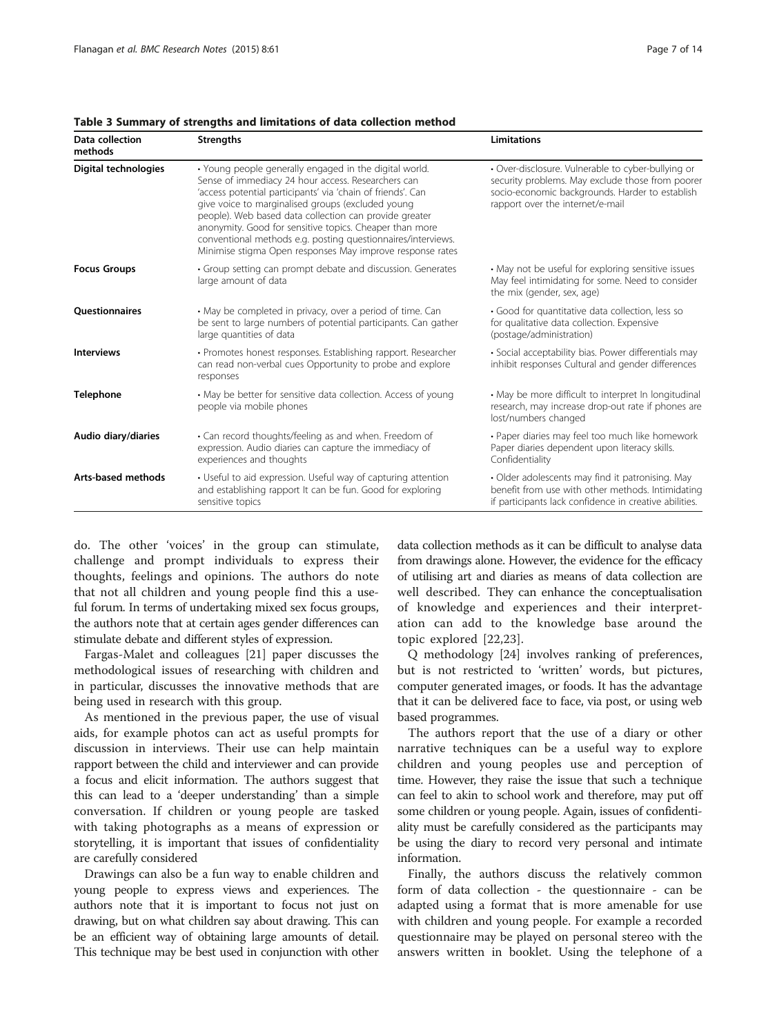**Table 3 Summary of strengths and limitations of data collection method**

| Data collection methods | Strengths | Limitations |
|---|---|---|
| **Digital technologies** | • Young people generally engaged in the digital world. Sense of immediacy 24 hour access. Researchers can 'access potential participants' via 'chain of friends'. Can give voice to marginalised groups (excluded young people). Web based data collection can provide greater anonymity. Good for sensitive topics. Cheaper than more conventional methods e.g. posting questionnaires/interviews. Minimise stigma Open responses May improve response rates | • Over-disclosure. Vulnerable to cyber-bullying or security problems. May exclude those from poorer socio-economic backgrounds. Harder to establish rapport over the internet/e-mail |
| **Focus Groups** | • Group setting can prompt debate and discussion. Generates large amount of data | • May not be useful for exploring sensitive issues May feel intimidating for some. Need to consider the mix (gender, sex, age) |
| **Questionnaires** | • May be completed in privacy, over a period of time. Can be sent to large numbers of potential participants. Can gather large quantities of data | • Good for quantitative data collection, less so for qualitative data collection. Expensive (postage/administration) |
| **Interviews** | • Promotes honest responses. Establishing rapport. Researcher can read non-verbal cues Opportunity to probe and explore responses | • Social acceptability bias. Power differentials may inhibit responses Cultural and gender differences |
| **Telephone** | • May be better for sensitive data collection. Access of young people via mobile phones | • May be more difficult to interpret In longitudinal research, may increase drop-out rate if phones are lost/numbers changed |
| **Audio diary/diaries** | • Can record thoughts/feeling as and when. Freedom of expression. Audio diaries can capture the immediacy of experiences and thoughts | • Paper diaries may feel too much like homework Paper diaries dependent upon literacy skills. Confidentiality |
| **Arts-based methods** | • Useful to aid expression. Useful way of capturing attention and establishing rapport It can be fun. Good for exploring sensitive topics | • Older adolescents may find it patronising. May benefit from use with other methods. Intimidating if participants lack confidence in creative abilities. |

do. The other 'voices' in the group can stimulate, challenge and prompt individuals to express their thoughts, feelings and opinions. The authors do note that not all children and young people find this a useful forum. In terms of undertaking mixed sex focus groups, the authors note that at certain ages gender differences can stimulate debate and different styles of expression.

Fargas-Malet and colleagues [21] paper discusses the methodological issues of researching with children and in particular, discusses the innovative methods that are being used in research with this group.

As mentioned in the previous paper, the use of visual aids, for example photos can act as useful prompts for discussion in interviews. Their use can help maintain rapport between the child and interviewer and can provide a focus and elicit information. The authors suggest that this can lead to a 'deeper understanding' than a simple conversation. If children or young people are tasked with taking photographs as a means of expression or storytelling, it is important that issues of confidentiality are carefully considered

Drawings can also be a fun way to enable children and young people to express views and experiences. The authors note that it is important to focus not just on drawing, but on what children say about drawing. This can be an efficient way of obtaining large amounts of detail. This technique may be best used in conjunction with other data collection methods as it can be difficult to analyse data from drawings alone. However, the evidence for the efficacy of utilising art and diaries as means of data collection are well described. They can enhance the conceptualisation of knowledge and experiences and their interpretation can add to the knowledge base around the topic explored [22,23].

Q methodology [24] involves ranking of preferences, but is not restricted to 'written' words, but pictures, computer generated images, or foods. It has the advantage that it can be delivered face to face, via post, or using web based programmes.

The authors report that the use of a diary or other narrative techniques can be a useful way to explore children and young peoples use and perception of time. However, they raise the issue that such a technique can feel to akin to school work and therefore, may put off some children or young people. Again, issues of confidentiality must be carefully considered as the participants may be using the diary to record very personal and intimate information.

Finally, the authors discuss the relatively common form of data collection - the questionnaire - can be adapted using a format that is more amenable for use with children and young people. For example a recorded questionnaire may be played on personal stereo with the answers written in booklet. Using the telephone of a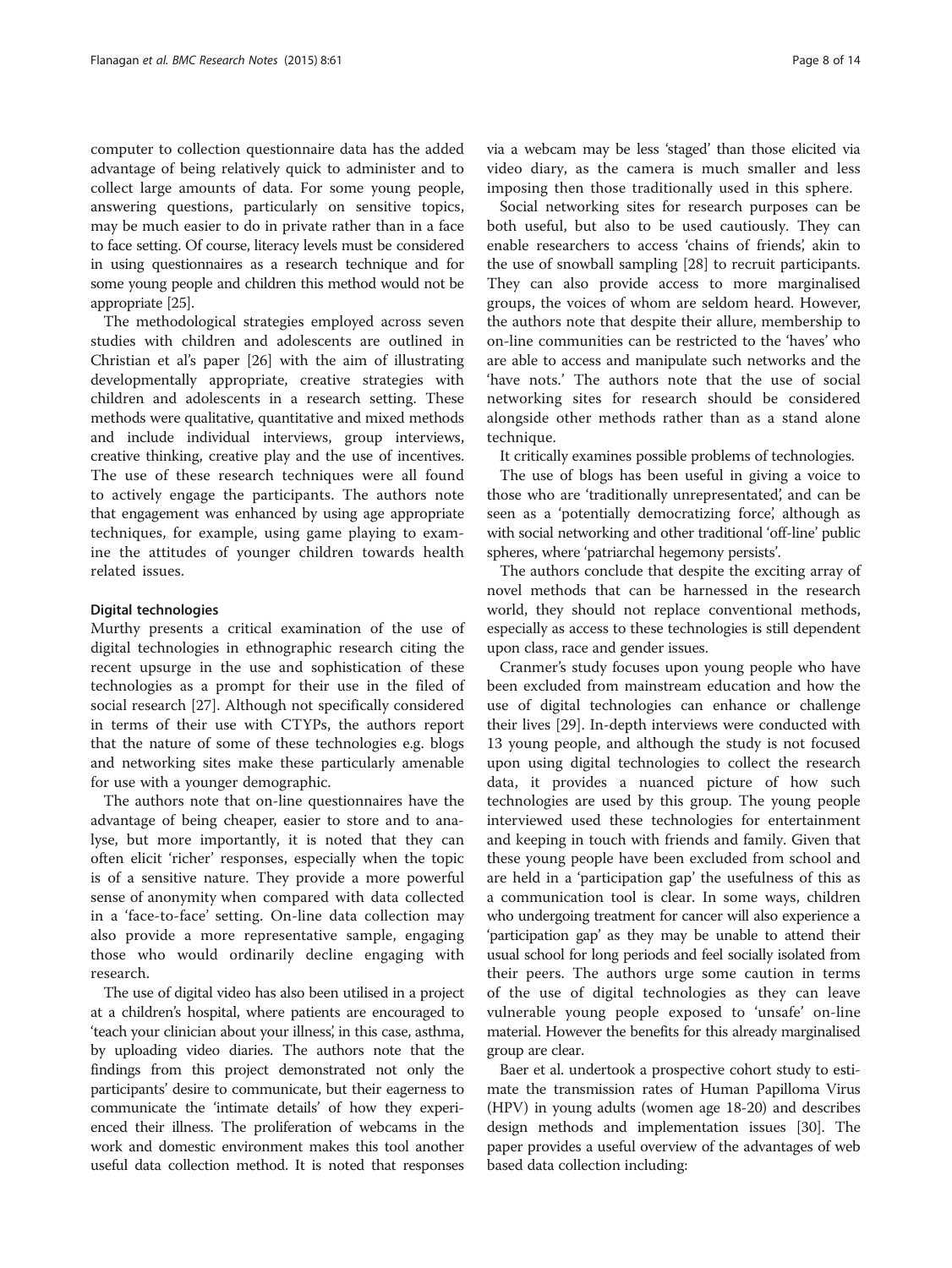computer to collection questionnaire data has the added advantage of being relatively quick to administer and to collect large amounts of data. For some young people, answering questions, particularly on sensitive topics, may be much easier to do in private rather than in a face to face setting. Of course, literacy levels must be considered in using questionnaires as a research technique and for some young people and children this method would not be appropriate [25].

The methodological strategies employed across seven studies with children and adolescents are outlined in Christian et al's paper [26] with the aim of illustrating developmentally appropriate, creative strategies with children and adolescents in a research setting. These methods were qualitative, quantitative and mixed methods and include individual interviews, group interviews, creative thinking, creative play and the use of incentives. The use of these research techniques were all found to actively engage the participants. The authors note that engagement was enhanced by using age appropriate techniques, for example, using game playing to examine the attitudes of younger children towards health related issues.

#### Digital technologies

Murthy presents a critical examination of the use of digital technologies in ethnographic research citing the recent upsurge in the use and sophistication of these technologies as a prompt for their use in the filed of social research [27]. Although not specifically considered in terms of their use with CTYPs, the authors report that the nature of some of these technologies e.g. blogs and networking sites make these particularly amenable for use with a younger demographic.

The authors note that on-line questionnaires have the advantage of being cheaper, easier to store and to analyse, but more importantly, it is noted that they can often elicit 'richer' responses, especially when the topic is of a sensitive nature. They provide a more powerful sense of anonymity when compared with data collected in a 'face-to-face' setting. On-line data collection may also provide a more representative sample, engaging those who would ordinarily decline engaging with research.

The use of digital video has also been utilised in a project at a children's hospital, where patients are encouraged to 'teach your clinician about your illness', in this case, asthma, by uploading video diaries. The authors note that the findings from this project demonstrated not only the participants' desire to communicate, but their eagerness to communicate the 'intimate details' of how they experienced their illness. The proliferation of webcams in the work and domestic environment makes this tool another useful data collection method. It is noted that responses via a webcam may be less 'staged' than those elicited via video diary, as the camera is much smaller and less imposing then those traditionally used in this sphere.

Social networking sites for research purposes can be both useful, but also to be used cautiously. They can enable researchers to access 'chains of friends', akin to the use of snowball sampling [28] to recruit participants. They can also provide access to more marginalised groups, the voices of whom are seldom heard. However, the authors note that despite their allure, membership to on-line communities can be restricted to the 'haves' who are able to access and manipulate such networks and the 'have nots.' The authors note that the use of social networking sites for research should be considered alongside other methods rather than as a stand alone technique.

It critically examines possible problems of technologies.

The use of blogs has been useful in giving a voice to those who are 'traditionally unrepresentated', and can be seen as a 'potentially democratizing force', although as with social networking and other traditional 'off-line' public spheres, where 'patriarchal hegemony persists'.

The authors conclude that despite the exciting array of novel methods that can be harnessed in the research world, they should not replace conventional methods, especially as access to these technologies is still dependent upon class, race and gender issues.

Cranmer's study focuses upon young people who have been excluded from mainstream education and how the use of digital technologies can enhance or challenge their lives [29]. In-depth interviews were conducted with 13 young people, and although the study is not focused upon using digital technologies to collect the research data, it provides a nuanced picture of how such technologies are used by this group. The young people interviewed used these technologies for entertainment and keeping in touch with friends and family. Given that these young people have been excluded from school and are held in a 'participation gap' the usefulness of this as a communication tool is clear. In some ways, children who undergoing treatment for cancer will also experience a 'participation gap' as they may be unable to attend their usual school for long periods and feel socially isolated from their peers. The authors urge some caution in terms of the use of digital technologies as they can leave vulnerable young people exposed to 'unsafe' on-line material. However the benefits for this already marginalised group are clear.

Baer et al. undertook a prospective cohort study to estimate the transmission rates of Human Papilloma Virus (HPV) in young adults (women age 18-20) and describes design methods and implementation issues [30]. The paper provides a useful overview of the advantages of web based data collection including: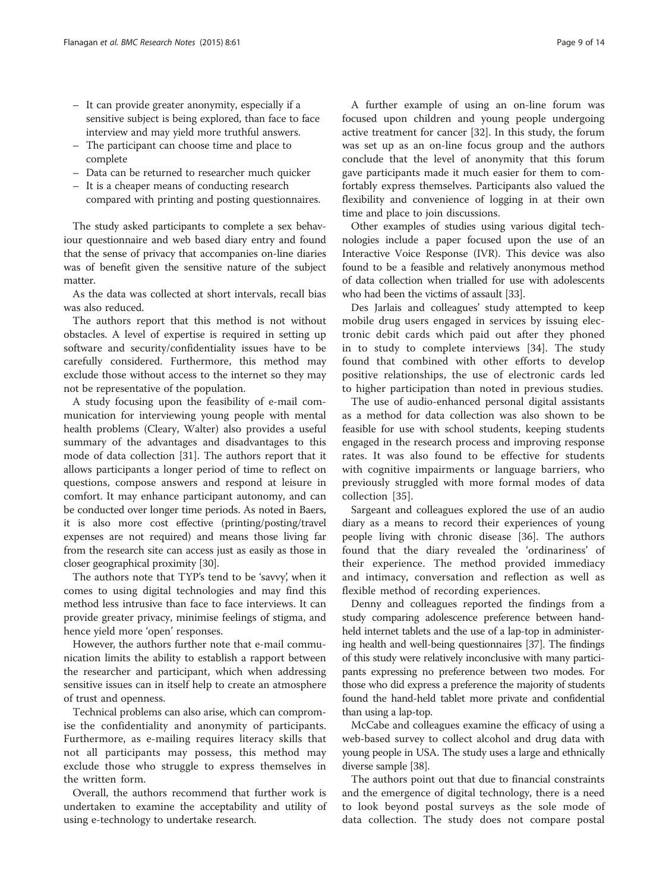- It can provide greater anonymity, especially if a sensitive subject is being explored, than face to face interview and may yield more truthful answers.
- The participant can choose time and place to complete
- Data can be returned to researcher much quicker
- It is a cheaper means of conducting research compared with printing and posting questionnaires.

The study asked participants to complete a sex behaviour questionnaire and web based diary entry and found that the sense of privacy that accompanies on-line diaries was of benefit given the sensitive nature of the subject matter.

As the data was collected at short intervals, recall bias was also reduced.

The authors report that this method is not without obstacles. A level of expertise is required in setting up software and security/confidentiality issues have to be carefully considered. Furthermore, this method may exclude those without access to the internet so they may not be representative of the population.

A study focusing upon the feasibility of e-mail communication for interviewing young people with mental health problems (Cleary, Walter) also provides a useful summary of the advantages and disadvantages to this mode of data collection [31]. The authors report that it allows participants a longer period of time to reflect on questions, compose answers and respond at leisure in comfort. It may enhance participant autonomy, and can be conducted over longer time periods. As noted in Baers, it is also more cost effective (printing/posting/travel expenses are not required) and means those living far from the research site can access just as easily as those in closer geographical proximity [30].

The authors note that TYP's tend to be 'savvy', when it comes to using digital technologies and may find this method less intrusive than face to face interviews. It can provide greater privacy, minimise feelings of stigma, and hence yield more 'open' responses.

However, the authors further note that e-mail communication limits the ability to establish a rapport between the researcher and participant, which when addressing sensitive issues can in itself help to create an atmosphere of trust and openness.

Technical problems can also arise, which can compromise the confidentiality and anonymity of participants. Furthermore, as e-mailing requires literacy skills that not all participants may possess, this method may exclude those who struggle to express themselves in the written form.

Overall, the authors recommend that further work is undertaken to examine the acceptability and utility of using e-technology to undertake research.

A further example of using an on-line forum was focused upon children and young people undergoing active treatment for cancer [32]. In this study, the forum was set up as an on-line focus group and the authors conclude that the level of anonymity that this forum gave participants made it much easier for them to comfortably express themselves. Participants also valued the flexibility and convenience of logging in at their own time and place to join discussions.

Other examples of studies using various digital technologies include a paper focused upon the use of an Interactive Voice Response (IVR). This device was also found to be a feasible and relatively anonymous method of data collection when trialled for use with adolescents who had been the victims of assault [33].

Des Jarlais and colleagues' study attempted to keep mobile drug users engaged in services by issuing electronic debit cards which paid out after they phoned in to study to complete interviews [34]. The study found that combined with other efforts to develop positive relationships, the use of electronic cards led to higher participation than noted in previous studies.

The use of audio-enhanced personal digital assistants as a method for data collection was also shown to be feasible for use with school students, keeping students engaged in the research process and improving response rates. It was also found to be effective for students with cognitive impairments or language barriers, who previously struggled with more formal modes of data collection [35].

Sargeant and colleagues explored the use of an audio diary as a means to record their experiences of young people living with chronic disease [36]. The authors found that the diary revealed the 'ordinariness' of their experience. The method provided immediacy and intimacy, conversation and reflection as well as flexible method of recording experiences.

Denny and colleagues reported the findings from a study comparing adolescence preference between hand-held internet tablets and the use of a lap-top in administering health and well-being questionnaires [37]. The findings of this study were relatively inconclusive with many participants expressing no preference between two modes. For those who did express a preference the majority of students found the hand-held tablet more private and confidential than using a lap-top.

McCabe and colleagues examine the efficacy of using a web-based survey to collect alcohol and drug data with young people in USA. The study uses a large and ethnically diverse sample [38].

The authors point out that due to financial constraints and the emergence of digital technology, there is a need to look beyond postal surveys as the sole mode of data collection. The study does not compare postal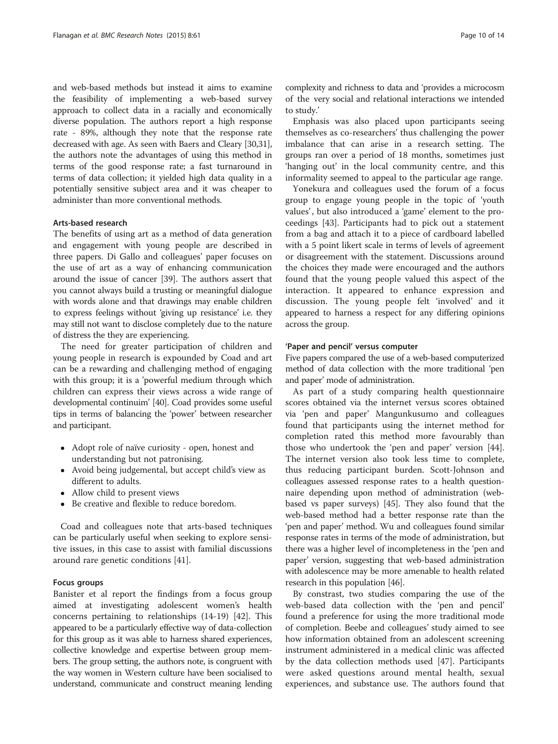and web-based methods but instead it aims to examine the feasibility of implementing a web-based survey approach to collect data in a racially and economically diverse population. The authors report a high response rate - 89%, although they note that the response rate decreased with age. As seen with Baers and Cleary [30,31], the authors note the advantages of using this method in terms of the good response rate; a fast turnaround in terms of data collection; it yielded high data quality in a potentially sensitive subject area and it was cheaper to administer than more conventional methods.

### Arts-based research

The benefits of using art as a method of data generation and engagement with young people are described in three papers. Di Gallo and colleagues' paper focuses on the use of art as a way of enhancing communication around the issue of cancer [39]. The authors assert that you cannot always build a trusting or meaningful dialogue with words alone and that drawings may enable children to express feelings without 'giving up resistance' i.e. they may still not want to disclose completely due to the nature of distress the they are experiencing.

The need for greater participation of children and young people in research is expounded by Coad and art can be a rewarding and challenging method of engaging with this group; it is a 'powerful medium through which children can express their views across a wide range of developmental continuim' [40]. Coad provides some useful tips in terms of balancing the 'power' between researcher and participant.

- Adopt role of naïve curiosity - open, honest and understanding but not patronising.
- Avoid being judgemental, but accept child's view as different to adults.
- Allow child to present views
- Be creative and flexible to reduce boredom.

Coad and colleagues note that arts-based techniques can be particularly useful when seeking to explore sensitive issues, in this case to assist with familial discussions around rare genetic conditions [41].

### Focus groups

Banister et al report the findings from a focus group aimed at investigating adolescent women's health concerns pertaining to relationships (14-19) [42]. This appeared to be a particularly effective way of data-collection for this group as it was able to harness shared experiences, collective knowledge and expertise between group members. The group setting, the authors note, is congruent with the way women in Western culture have been socialised to understand, communicate and construct meaning lending complexity and richness to data and 'provides a microcosm of the very social and relational interactions we intended to study.'

Emphasis was also placed upon participants seeing themselves as co-researchers' thus challenging the power imbalance that can arise in a research setting. The groups ran over a period of 18 months, sometimes just 'hanging out' in the local community centre, and this informality seemed to appeal to the particular age range.

Yonekura and colleagues used the forum of a focus group to engage young people in the topic of 'youth values', but also introduced a 'game' element to the proceedings [43]. Participants had to pick out a statement from a bag and attach it to a piece of cardboard labelled with a 5 point likert scale in terms of levels of agreement or disagreement with the statement. Discussions around the choices they made were encouraged and the authors found that the young people valued this aspect of the interaction. It appeared to enhance expression and discussion. The young people felt 'involved' and it appeared to harness a respect for any differing opinions across the group.

### 'Paper and pencil' versus computer

Five papers compared the use of a web-based computerized method of data collection with the more traditional 'pen and paper' mode of administration.

As part of a study comparing health questionnaire scores obtained via the internet versus scores obtained via 'pen and paper' Mangunkusumo and colleagues found that participants using the internet method for completion rated this method more favourably than those who undertook the 'pen and paper' version [44]. The internet version also took less time to complete, thus reducing participant burden. Scott-Johnson and colleagues assessed response rates to a health questionnaire depending upon method of administration (web-based vs paper surveys) [45]. They also found that the web-based method had a better response rate than the 'pen and paper' method. Wu and colleagues found similar response rates in terms of the mode of administration, but there was a higher level of incompleteness in the 'pen and paper' version, suggesting that web-based administration with adolescence may be more amenable to health related research in this population [46].

By constrast, two studies comparing the use of the web-based data collection with the 'pen and pencil' found a preference for using the more traditional mode of completion. Beebe and colleagues' study aimed to see how information obtained from an adolescent screening instrument administered in a medical clinic was affected by the data collection methods used [47]. Participants were asked questions around mental health, sexual experiences, and substance use. The authors found that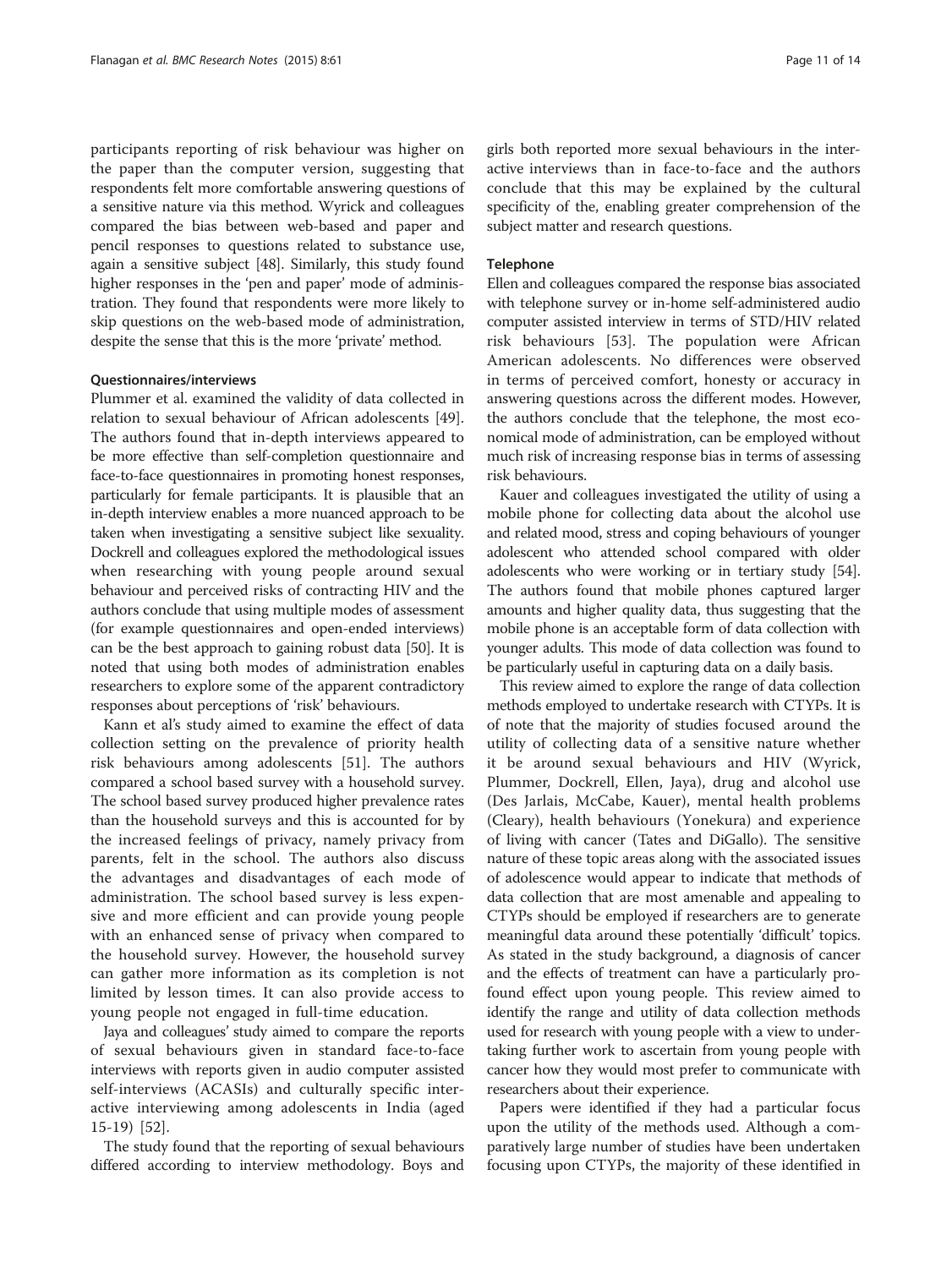participants reporting of risk behaviour was higher on the paper than the computer version, suggesting that respondents felt more comfortable answering questions of a sensitive nature via this method. Wyrick and colleagues compared the bias between web-based and paper and pencil responses to questions related to substance use, again a sensitive subject [48]. Similarly, this study found higher responses in the 'pen and paper' mode of administration. They found that respondents were more likely to skip questions on the web-based mode of administration, despite the sense that this is the more 'private' method.

#### Questionnaires/interviews

Plummer et al. examined the validity of data collected in relation to sexual behaviour of African adolescents [49]. The authors found that in-depth interviews appeared to be more effective than self-completion questionnaire and face-to-face questionnaires in promoting honest responses, particularly for female participants. It is plausible that an in-depth interview enables a more nuanced approach to be taken when investigating a sensitive subject like sexuality. Dockrell and colleagues explored the methodological issues when researching with young people around sexual behaviour and perceived risks of contracting HIV and the authors conclude that using multiple modes of assessment (for example questionnaires and open-ended interviews) can be the best approach to gaining robust data [50]. It is noted that using both modes of administration enables researchers to explore some of the apparent contradictory responses about perceptions of 'risk' behaviours.

Kann et al's study aimed to examine the effect of data collection setting on the prevalence of priority health risk behaviours among adolescents [51]. The authors compared a school based survey with a household survey. The school based survey produced higher prevalence rates than the household surveys and this is accounted for by the increased feelings of privacy, namely privacy from parents, felt in the school. The authors also discuss the advantages and disadvantages of each mode of administration. The school based survey is less expensive and more efficient and can provide young people with an enhanced sense of privacy when compared to the household survey. However, the household survey can gather more information as its completion is not limited by lesson times. It can also provide access to young people not engaged in full-time education.

Jaya and colleagues' study aimed to compare the reports of sexual behaviours given in standard face-to-face interviews with reports given in audio computer assisted self-interviews (ACASIs) and culturally specific interactive interviewing among adolescents in India (aged 15-19) [52].

The study found that the reporting of sexual behaviours differed according to interview methodology. Boys and girls both reported more sexual behaviours in the interactive interviews than in face-to-face and the authors conclude that this may be explained by the cultural specificity of the, enabling greater comprehension of the subject matter and research questions.

#### Telephone

Ellen and colleagues compared the response bias associated with telephone survey or in-home self-administered audio computer assisted interview in terms of STD/HIV related risk behaviours [53]. The population were African American adolescents. No differences were observed in terms of perceived comfort, honesty or accuracy in answering questions across the different modes. However, the authors conclude that the telephone, the most economical mode of administration, can be employed without much risk of increasing response bias in terms of assessing risk behaviours.

Kauer and colleagues investigated the utility of using a mobile phone for collecting data about the alcohol use and related mood, stress and coping behaviours of younger adolescent who attended school compared with older adolescents who were working or in tertiary study [54]. The authors found that mobile phones captured larger amounts and higher quality data, thus suggesting that the mobile phone is an acceptable form of data collection with younger adults. This mode of data collection was found to be particularly useful in capturing data on a daily basis.

This review aimed to explore the range of data collection methods employed to undertake research with CTYPs. It is of note that the majority of studies focused around the utility of collecting data of a sensitive nature whether it be around sexual behaviours and HIV (Wyrick, Plummer, Dockrell, Ellen, Jaya), drug and alcohol use (Des Jarlais, McCabe, Kauer), mental health problems (Cleary), health behaviours (Yonekura) and experience of living with cancer (Tates and DiGallo). The sensitive nature of these topic areas along with the associated issues of adolescence would appear to indicate that methods of data collection that are most amenable and appealing to CTYPs should be employed if researchers are to generate meaningful data around these potentially 'difficult' topics. As stated in the study background, a diagnosis of cancer and the effects of treatment can have a particularly profound effect upon young people. This review aimed to identify the range and utility of data collection methods used for research with young people with a view to undertaking further work to ascertain from young people with cancer how they would most prefer to communicate with researchers about their experience.

Papers were identified if they had a particular focus upon the utility of the methods used. Although a comparatively large number of studies have been undertaken focusing upon CTYPs, the majority of these identified in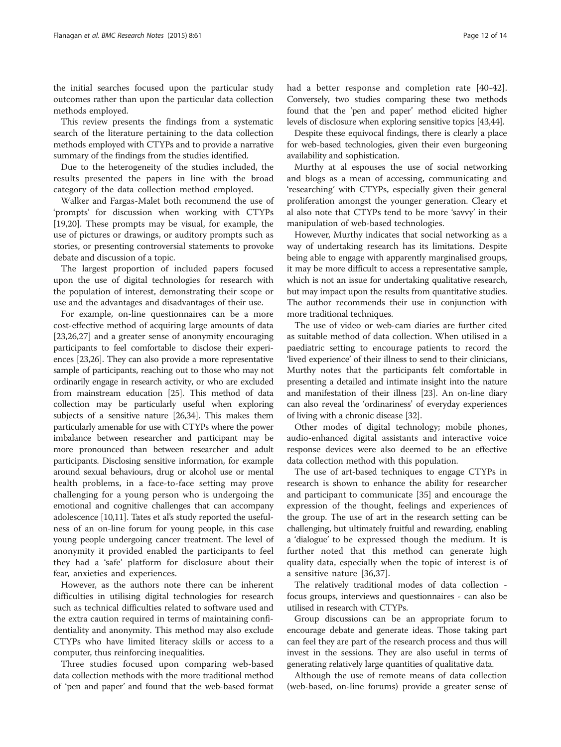the initial searches focused upon the particular study outcomes rather than upon the particular data collection methods employed.

This review presents the findings from a systematic search of the literature pertaining to the data collection methods employed with CTYPs and to provide a narrative summary of the findings from the studies identified.

Due to the heterogeneity of the studies included, the results presented the papers in line with the broad category of the data collection method employed.

Walker and Fargas-Malet both recommend the use of 'prompts' for discussion when working with CTYPs [19,20]. These prompts may be visual, for example, the use of pictures or drawings, or auditory prompts such as stories, or presenting controversial statements to provoke debate and discussion of a topic.

The largest proportion of included papers focused upon the use of digital technologies for research with the population of interest, demonstrating their scope or use and the advantages and disadvantages of their use.

For example, on-line questionnaires can be a more cost-effective method of acquiring large amounts of data [23,26,27] and a greater sense of anonymity encouraging participants to feel comfortable to disclose their experiences [23,26]. They can also provide a more representative sample of participants, reaching out to those who may not ordinarily engage in research activity, or who are excluded from mainstream education [25]. This method of data collection may be particularly useful when exploring subjects of a sensitive nature [26,34]. This makes them particularly amenable for use with CTYPs where the power imbalance between researcher and participant may be more pronounced than between researcher and adult participants. Disclosing sensitive information, for example around sexual behaviours, drug or alcohol use or mental health problems, in a face-to-face setting may prove challenging for a young person who is undergoing the emotional and cognitive challenges that can accompany adolescence [10,11]. Tates et al's study reported the usefulness of an on-line forum for young people, in this case young people undergoing cancer treatment. The level of anonymity it provided enabled the participants to feel they had a 'safe' platform for disclosure about their fear, anxieties and experiences.

However, as the authors note there can be inherent difficulties in utilising digital technologies for research such as technical difficulties related to software used and the extra caution required in terms of maintaining confidentiality and anonymity. This method may also exclude CTYPs who have limited literacy skills or access to a computer, thus reinforcing inequalities.

Three studies focused upon comparing web-based data collection methods with the more traditional method of 'pen and paper' and found that the web-based format had a better response and completion rate [40-42]. Conversely, two studies comparing these two methods found that the 'pen and paper' method elicited higher levels of disclosure when exploring sensitive topics [43,44].

Despite these equivocal findings, there is clearly a place for web-based technologies, given their even burgeoning availability and sophistication.

Murthy at al espouses the use of social networking and blogs as a mean of accessing, communicating and 'researching' with CTYPs, especially given their general proliferation amongst the younger generation. Cleary et al also note that CTYPs tend to be more 'savvy' in their manipulation of web-based technologies.

However, Murthy indicates that social networking as a way of undertaking research has its limitations. Despite being able to engage with apparently marginalised groups, it may be more difficult to access a representative sample, which is not an issue for undertaking qualitative research, but may impact upon the results from quantitative studies. The author recommends their use in conjunction with more traditional techniques.

The use of video or web-cam diaries are further cited as suitable method of data collection. When utilised in a paediatric setting to encourage patients to record the 'lived experience' of their illness to send to their clinicians, Murthy notes that the participants felt comfortable in presenting a detailed and intimate insight into the nature and manifestation of their illness [23]. An on-line diary can also reveal the 'ordinariness' of everyday experiences of living with a chronic disease [32].

Other modes of digital technology; mobile phones, audio-enhanced digital assistants and interactive voice response devices were also deemed to be an effective data collection method with this population.

The use of art-based techniques to engage CTYPs in research is shown to enhance the ability for researcher and participant to communicate [35] and encourage the expression of the thought, feelings and experiences of the group. The use of art in the research setting can be challenging, but ultimately fruitful and rewarding, enabling a 'dialogue' to be expressed though the medium. It is further noted that this method can generate high quality data, especially when the topic of interest is of a sensitive nature [36,37].

The relatively traditional modes of data collection - focus groups, interviews and questionnaires - can also be utilised in research with CTYPs.

Group discussions can be an appropriate forum to encourage debate and generate ideas. Those taking part can feel they are part of the research process and thus will invest in the sessions. They are also useful in terms of generating relatively large quantities of qualitative data.

Although the use of remote means of data collection (web-based, on-line forums) provide a greater sense of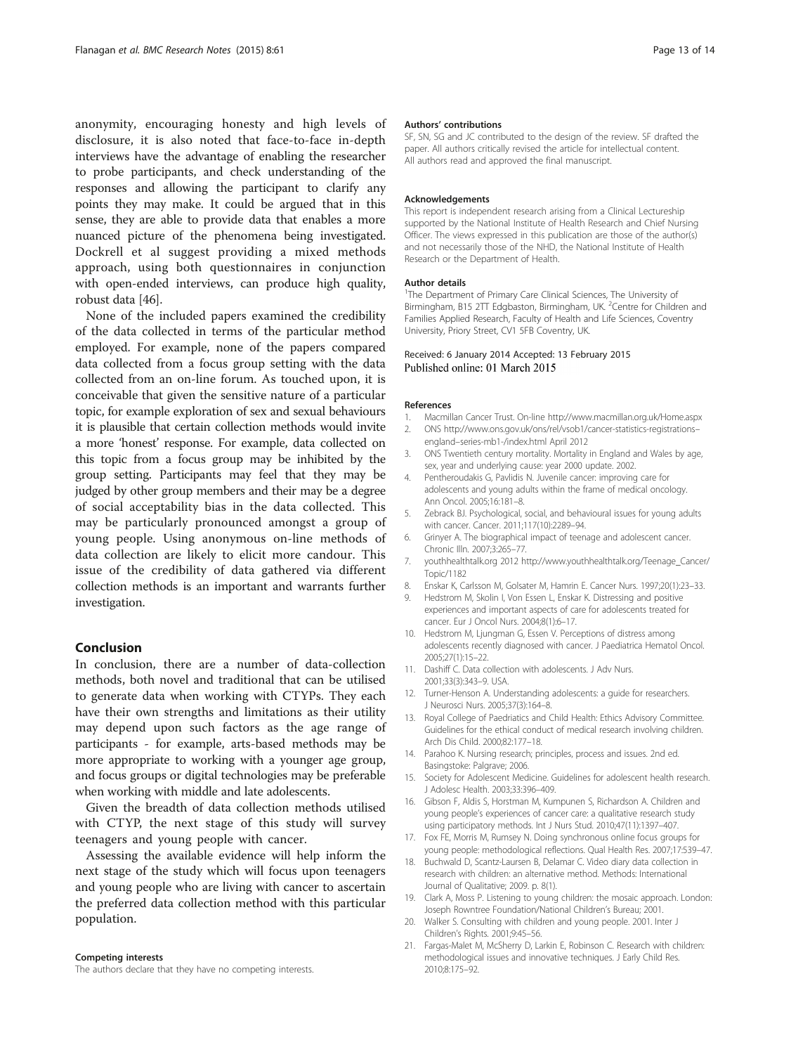anonymity, encouraging honesty and high levels of disclosure, it is also noted that face-to-face in-depth interviews have the advantage of enabling the researcher to probe participants, and check understanding of the responses and allowing the participant to clarify any points they may make. It could be argued that in this sense, they are able to provide data that enables a more nuanced picture of the phenomena being investigated. Dockrell et al suggest providing a mixed methods approach, using both questionnaires in conjunction with open-ended interviews, can produce high quality, robust data [46].

None of the included papers examined the credibility of the data collected in terms of the particular method employed. For example, none of the papers compared data collected from a focus group setting with the data collected from an on-line forum. As touched upon, it is conceivable that given the sensitive nature of a particular topic, for example exploration of sex and sexual behaviours it is plausible that certain collection methods would invite a more 'honest' response. For example, data collected on this topic from a focus group may be inhibited by the group setting. Participants may feel that they may be judged by other group members and their may be a degree of social acceptability bias in the data collected. This may be particularly pronounced amongst a group of young people. Using anonymous on-line methods of data collection are likely to elicit more candour. This issue of the credibility of data gathered via different collection methods is an important and warrants further investigation.

## Conclusion

In conclusion, there are a number of data-collection methods, both novel and traditional that can be utilised to generate data when working with CTYPs. They each have their own strengths and limitations as their utility may depend upon such factors as the age range of participants - for example, arts-based methods may be more appropriate to working with a younger age group, and focus groups or digital technologies may be preferable when working with middle and late adolescents.

Given the breadth of data collection methods utilised with CTYP, the next stage of this study will survey teenagers and young people with cancer.

Assessing the available evidence will help inform the next stage of the study which will focus upon teenagers and young people who are living with cancer to ascertain the preferred data collection method with this particular population.

#### Competing interests

The authors declare that they have no competing interests.

#### Authors' contributions

SF, SN, SG and JC contributed to the design of the review. SF drafted the paper. All authors critically revised the article for intellectual content. All authors read and approved the final manuscript.

#### Acknowledgements

This report is independent research arising from a Clinical Lectureship supported by the National Institute of Health Research and Chief Nursing Officer. The views expressed in this publication are those of the author(s) and not necessarily those of the NHD, the National Institute of Health Research or the Department of Health.

#### Author details

[1]The Department of Primary Care Clinical Sciences, The University of Birmingham, B15 2TT Edgbaston, Birmingham, UK. [2]Centre for Children and Families Applied Research, Faculty of Health and Life Sciences, Coventry University, Priory Street, CV1 5FB Coventry, UK.

Received: 6 January 2014 Accepted: 13 February 2015
Published online: 01 March 2015

#### References

1. Macmillan Cancer Trust. On-line http://www.macmillan.org.uk/Home.aspx
2. ONS http://www.ons.gov.uk/ons/rel/vsob1/cancer-statistics-registrations–england–series-mb1-/index.html April 2012
3. ONS Twentieth century mortality. Mortality in England and Wales by age, sex, year and underlying cause: year 2000 update. 2002.
4. Pentheroudakis G, Pavlidis N. Juvenile cancer: improving care for adolescents and young adults within the frame of medical oncology. Ann Oncol. 2005;16:181–8.
5. Zebrack BJ. Psychological, social, and behavioural issues for young adults with cancer. Cancer. 2011;117(10):2289–94.
6. Grinyer A. The biographical impact of teenage and adolescent cancer. Chronic Illn. 2007;3:265–77.
7. youthhealthtalk.org 2012 http://www.youthhealthtalk.org/Teenage_Cancer/Topic/1182
8. Enskar K, Carlsson M, Golsater M, Hamrin E. Cancer Nurs. 1997;20(1):23–33.
9. Hedstrom M, Skolin I, Von Essen L, Enskar K. Distressing and positive experiences and important aspects of care for adolescents treated for cancer. Eur J Oncol Nurs. 2004;8(1):6–17.
10. Hedstrom M, Ljungman G, Essen V. Perceptions of distress among adolescents recently diagnosed with cancer. J Paediatrica Hematol Oncol. 2005;27(1):15–22.
11. Dashiff C. Data collection with adolescents. J Adv Nurs. 2001;33(3):343–9. USA.
12. Turner-Henson A. Understanding adolescents: a guide for researchers. J Neurosci Nurs. 2005;37(3):164–8.
13. Royal College of Paediatrics and Child Health: Ethics Advisory Committee. Guidelines for the ethical conduct of medical research involving children. Arch Dis Child. 2000;82:177–18.
14. Parahoo K. Nursing research; principles, process and issues. 2nd ed. Basingstoke: Palgrave; 2006.
15. Society for Adolescent Medicine. Guidelines for adolescent health research. J Adolesc Health. 2003;33:396–409.
16. Gibson F, Aldis S, Horstman M, Kumpunen S, Richardson A. Children and young people's experiences of cancer care: a qualitative research study using participatory methods. Int J Nurs Stud. 2010;47(11):1397–407.
17. Fox FE, Morris M, Rumsey N. Doing synchronous online focus groups for young people: methodological reflections. Qual Health Res. 2007;17:539–47.
18. Buchwald D, Scantz-Laursen B, Delamar C. Video diary data collection in research with children: an alternative method. Methods: International Journal of Qualitative; 2009. p. 8(1).
19. Clark A, Moss P. Listening to young children: the mosaic approach. London: Joseph Rowntree Foundation/National Children's Bureau; 2001.
20. Walker S. Consulting with children and young people. 2001. Inter J Children's Rights. 2001;9:45–56.
21. Fargas-Malet M, McSherry D, Larkin E, Robinson C. Research with children: methodological issues and innovative techniques. J Early Child Res. 2010;8:175–92.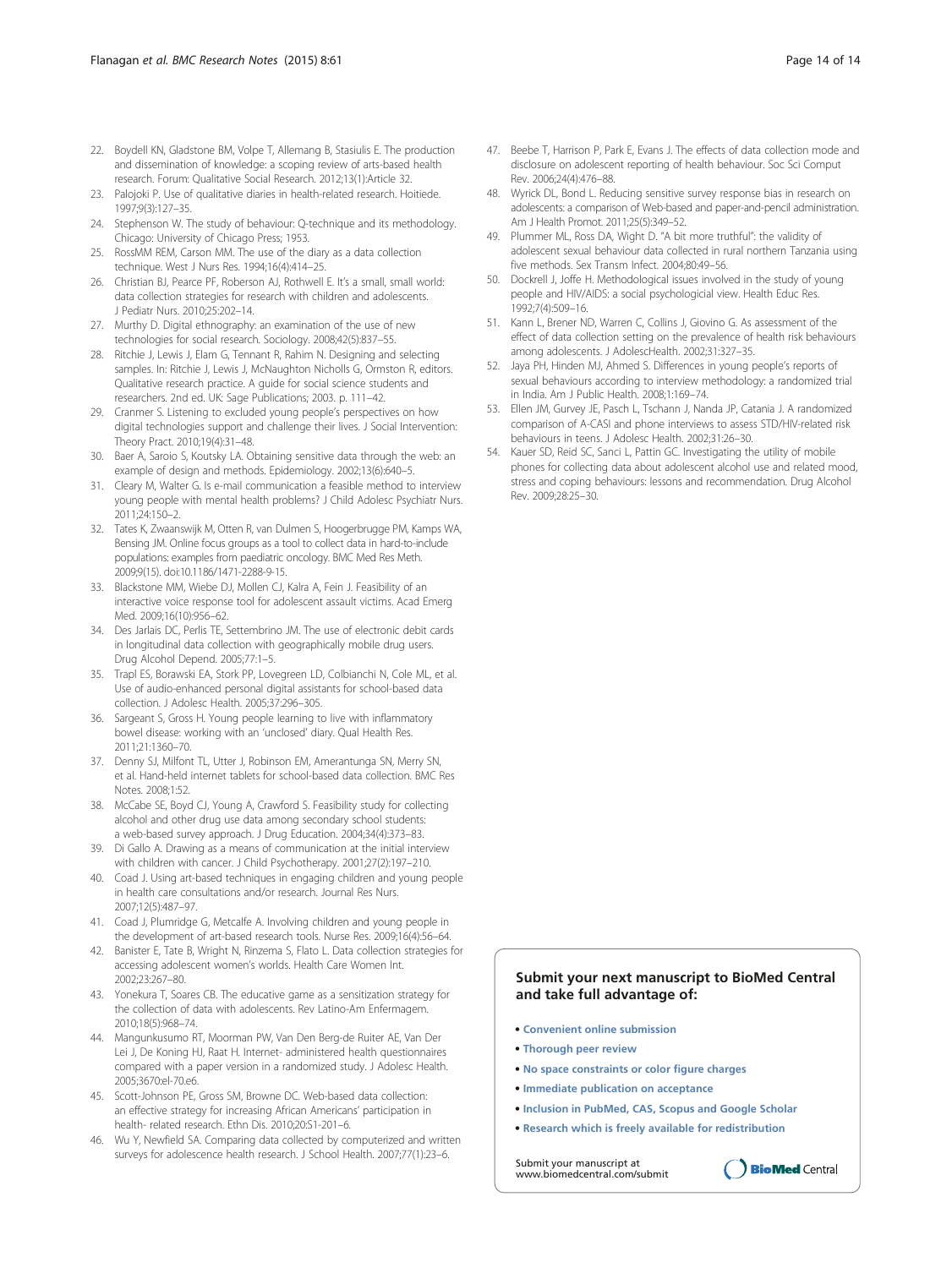22. Boydell KN, Gladstone BM, Volpe T, Allemang B, Stasiulis E. The production and dissemination of knowledge: a scoping review of arts-based health research. Forum: Qualitative Social Research. 2012;13(1):Article 32.
23. Palojoki P. Use of qualitative diaries in health-related research. Hoitiede. 1997;9(3):127–35.
24. Stephenson W. The study of behaviour: Q-technique and its methodology. Chicago: University of Chicago Press; 1953.
25. RossMM REM, Carson MM. The use of the diary as a data collection technique. West J Nurs Res. 1994;16(4):414–25.
26. Christian BJ, Pearce PF, Roberson AJ, Rothwell E. It's a small, small world: data collection strategies for research with children and adolescents. J Pediatr Nurs. 2010;25:202–14.
27. Murthy D. Digital ethnography: an examination of the use of new technologies for social research. Sociology. 2008;42(5):837–55.
28. Ritchie J, Lewis J, Elam G, Tennant R, Rahim N. Designing and selecting samples. In: Ritchie J, Lewis J, McNaughton Nicholls G, Ormston R, editors. Qualitative research practice. A guide for social science students and researchers. 2nd ed. UK: Sage Publications; 2003. p. 111–42.
29. Cranmer S. Listening to excluded young people's perspectives on how digital technologies support and challenge their lives. J Social Intervention: Theory Pract. 2010;19(4):31–48.
30. Baer A, Saroio S, Koutsky LA. Obtaining sensitive data through the web: an example of design and methods. Epidemiology. 2002;13(6):640–5.
31. Cleary M, Walter G. Is e-mail communication a feasible method to interview young people with mental health problems? J Child Adolesc Psychiatr Nurs. 2011;24:150–2.
32. Tates K, Zwaanswijk M, Otten R, van Dulmen S, Hoogerbrugge PM, Kamps WA, Bensing JM. Online focus groups as a tool to collect data in hard-to-include populations: examples from paediatric oncology. BMC Med Res Meth. 2009;9(15). doi:10.1186/1471-2288-9-15.
33. Blackstone MM, Wiebe DJ, Mollen CJ, Kalra A, Fein J. Feasibility of an interactive voice response tool for adolescent assault victims. Acad Emerg Med. 2009;16(10):956–62.
34. Des Jarlais DC, Perlis TE, Settembrino JM. The use of electronic debit cards in longitudinal data collection with geographically mobile drug users. Drug Alcohol Depend. 2005;77:1–5.
35. Trapl ES, Borawski EA, Stork PP, Lovegreen LD, Colbianchi N, Cole ML, et al. Use of audio-enhanced personal digital assistants for school-based data collection. J Adolesc Health. 2005;37:296–305.
36. Sargeant S, Gross H. Young people learning to live with inflammatory bowel disease: working with an 'unclosed' diary. Qual Health Res. 2011;21:1360–70.
37. Denny SJ, Milfont TL, Utter J, Robinson EM, Amerantunga SN, Merry SN, et al. Hand-held internet tablets for school-based data collection. BMC Res Notes. 2008;1:52.
38. McCabe SE, Boyd CJ, Young A, Crawford S. Feasibility study for collecting alcohol and other drug use data among secondary school students: a web-based survey approach. J Drug Education. 2004;34(4):373–83.
39. Di Gallo A. Drawing as a means of communication at the initial interview with children with cancer. J Child Psychotherapy. 2001;27(2):197–210.
40. Coad J. Using art-based techniques in engaging children and young people in health care consultations and/or research. Journal Res Nurs. 2007;12(5):487–97.
41. Coad J, Plumridge G, Metcalfe A. Involving children and young people in the development of art-based research tools. Nurse Res. 2009;16(4):56–64.
42. Banister E, Tate B, Wright N, Rinzema S, Flato L. Data collection strategies for accessing adolescent women's worlds. Health Care Women Int. 2002;23:267–80.
43. Yonekura T, Soares CB. The educative game as a sensitization strategy for the collection of data with adolescents. Rev Latino-Am Enfermagem. 2010;18(5):968–74.
44. Mangunkusumo RT, Moorman PW, Van Den Berg-de Ruiter AE, Van Der Lei J, De Koning HJ, Raat H. Internet- administered health questionnaires compared with a paper version in a randomized study. J Adolesc Health. 2005;3670:el-70.e6.
45. Scott-Johnson PE, Gross SM, Browne DC. Web-based data collection: an effective strategy for increasing African Americans' participation in health- related research. Ethn Dis. 2010;20:S1-201–6.
46. Wu Y, Newfield SA. Comparing data collected by computerized and written surveys for adolescence health research. J School Health. 2007;77(1):23–6.
47. Beebe T, Harrison P, Park E, Evans J. The effects of data collection mode and disclosure on adolescent reporting of health behaviour. Soc Sci Comput Rev. 2006;24(4):476–88.
48. Wyrick DL, Bond L. Reducing sensitive survey response bias in research on adolescents: a comparison of Web-based and paper-and-pencil administration. Am J Health Promot. 2011;25(5):349–52.
49. Plummer ML, Ross DA, Wight D. "A bit more truthful": the validity of adolescent sexual behaviour data collected in rural northern Tanzania using five methods. Sex Transm Infect. 2004;80:49–56.
50. Dockrell J, Joffe H. Methodological issues involved in the study of young people and HIV/AIDS: a social psychologicial view. Health Educ Res. 1992;7(4):509–16.
51. Kann L, Brener ND, Warren C, Collins J, Giovino G. As assessment of the effect of data collection setting on the prevalence of health risk behaviours among adolescents. J AdolescHealth. 2002;31:327–35.
52. Jaya PH, Hinden MJ, Ahmed S. Differences in young people's reports of sexual behaviours according to interview methodology: a randomized trial in India. Am J Public Health. 2008;1:169–74.
53. Ellen JM, Gurvey JE, Pasch L, Tschann J, Nanda JP, Catania J. A randomized comparison of A-CASI and phone interviews to assess STD/HIV-related risk behaviours in teens. J Adolesc Health. 2002;31:26–30.
54. Kauer SD, Reid SC, Sanci L, Pattin GC. Investigating the utility of mobile phones for collecting data about adolescent alcohol use and related mood, stress and coping behaviours: lessons and recommendation. Drug Alcohol Rev. 2009;28:25–30.

**Submit your next manuscript to BioMed Central and take full advantage of:**

- **Convenient online submission**
- **Thorough peer review**
- **No space constraints or color figure charges**
- **Immediate publication on acceptance**
- **Inclusion in PubMed, CAS, Scopus and Google Scholar**
- **Research which is freely available for redistribution**

Submit your manuscript at
www.biomedcentral.com/submit

BioMed Central